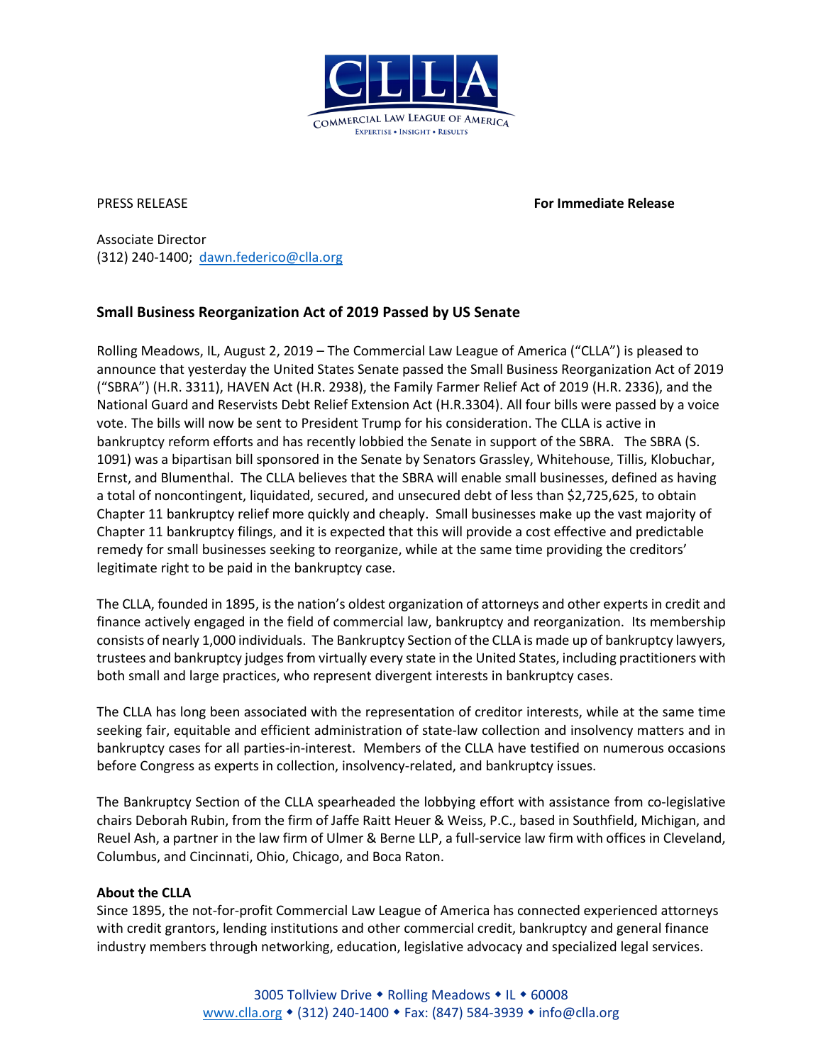COMMERCIAL LAW LEAGUE OF AMERICA
EXPERTISE • INSIGHT • RESULTS

PRESS RELEASE **For Immediate Release**

Associate Director
(312) 240-1400; dawn.federico@clla.org

### Small Business Reorganization Act of 2019 Passed by US Senate

Rolling Meadows, IL, August 2, 2019 – The Commercial Law League of America ("CLLA") is pleased to announce that yesterday the United States Senate passed the Small Business Reorganization Act of 2019 ("SBRA") (H.R. 3311), HAVEN Act (H.R. 2938), the Family Farmer Relief Act of 2019 (H.R. 2336), and the National Guard and Reservists Debt Relief Extension Act (H.R.3304). All four bills were passed by a voice vote. The bills will now be sent to President Trump for his consideration. The CLLA is active in bankruptcy reform efforts and has recently lobbied the Senate in support of the SBRA. The SBRA (S. 1091) was a bipartisan bill sponsored in the Senate by Senators Grassley, Whitehouse, Tillis, Klobuchar, Ernst, and Blumenthal. The CLLA believes that the SBRA will enable small businesses, defined as having a total of noncontingent, liquidated, secured, and unsecured debt of less than $2,725,625, to obtain Chapter 11 bankruptcy relief more quickly and cheaply. Small businesses make up the vast majority of Chapter 11 bankruptcy filings, and it is expected that this will provide a cost effective and predictable remedy for small businesses seeking to reorganize, while at the same time providing the creditors' legitimate right to be paid in the bankruptcy case.

The CLLA, founded in 1895, is the nation's oldest organization of attorneys and other experts in credit and finance actively engaged in the field of commercial law, bankruptcy and reorganization. Its membership consists of nearly 1,000 individuals. The Bankruptcy Section of the CLLA is made up of bankruptcy lawyers, trustees and bankruptcy judges from virtually every state in the United States, including practitioners with both small and large practices, who represent divergent interests in bankruptcy cases.

The CLLA has long been associated with the representation of creditor interests, while at the same time seeking fair, equitable and efficient administration of state-law collection and insolvency matters and in bankruptcy cases for all parties-in-interest. Members of the CLLA have testified on numerous occasions before Congress as experts in collection, insolvency-related, and bankruptcy issues.

The Bankruptcy Section of the CLLA spearheaded the lobbying effort with assistance from co-legislative chairs Deborah Rubin, from the firm of Jaffe Raitt Heuer & Weiss, P.C., based in Southfield, Michigan, and Reuel Ash, a partner in the law firm of Ulmer & Berne LLP, a full-service law firm with offices in Cleveland, Columbus, and Cincinnati, Ohio, Chicago, and Boca Raton.

**About the CLLA**
Since 1895, the not-for-profit Commercial Law League of America has connected experienced attorneys with credit grantors, lending institutions and other commercial credit, bankruptcy and general finance industry members through networking, education, legislative advocacy and specialized legal services.

3005 Tollview Drive ◆ Rolling Meadows ◆ IL ◆ 60008
www.clla.org ◆ (312) 240-1400 ◆ Fax: (847) 584-3939 ◆ info@clla.org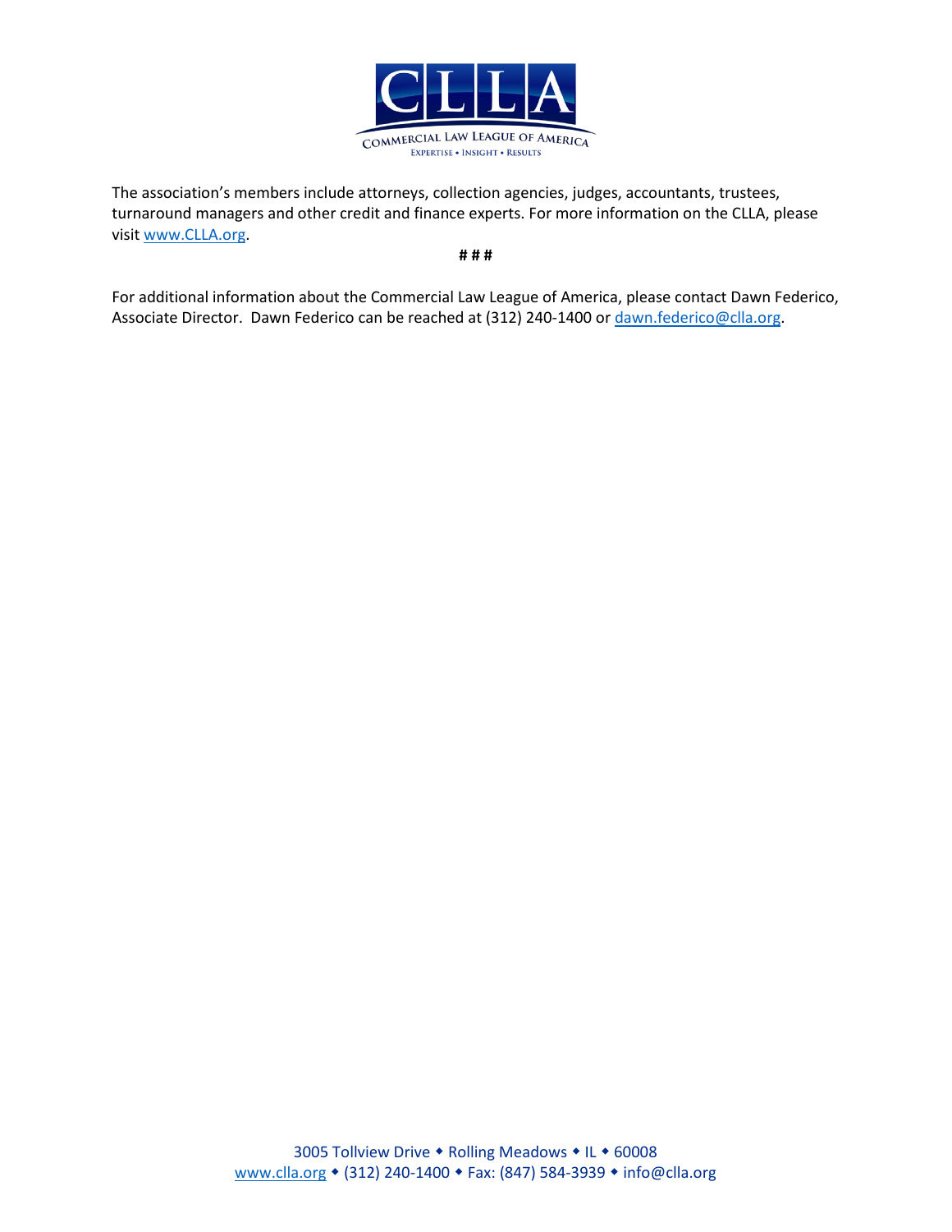The association's members include attorneys, collection agencies, judges, accountants, trustees, turnaround managers and other credit and finance experts. For more information on the CLLA, please visit www.CLLA.org.

# # #

For additional information about the Commercial Law League of America, please contact Dawn Federico, Associate Director. Dawn Federico can be reached at (312) 240-1400 or dawn.federico@clla.org.